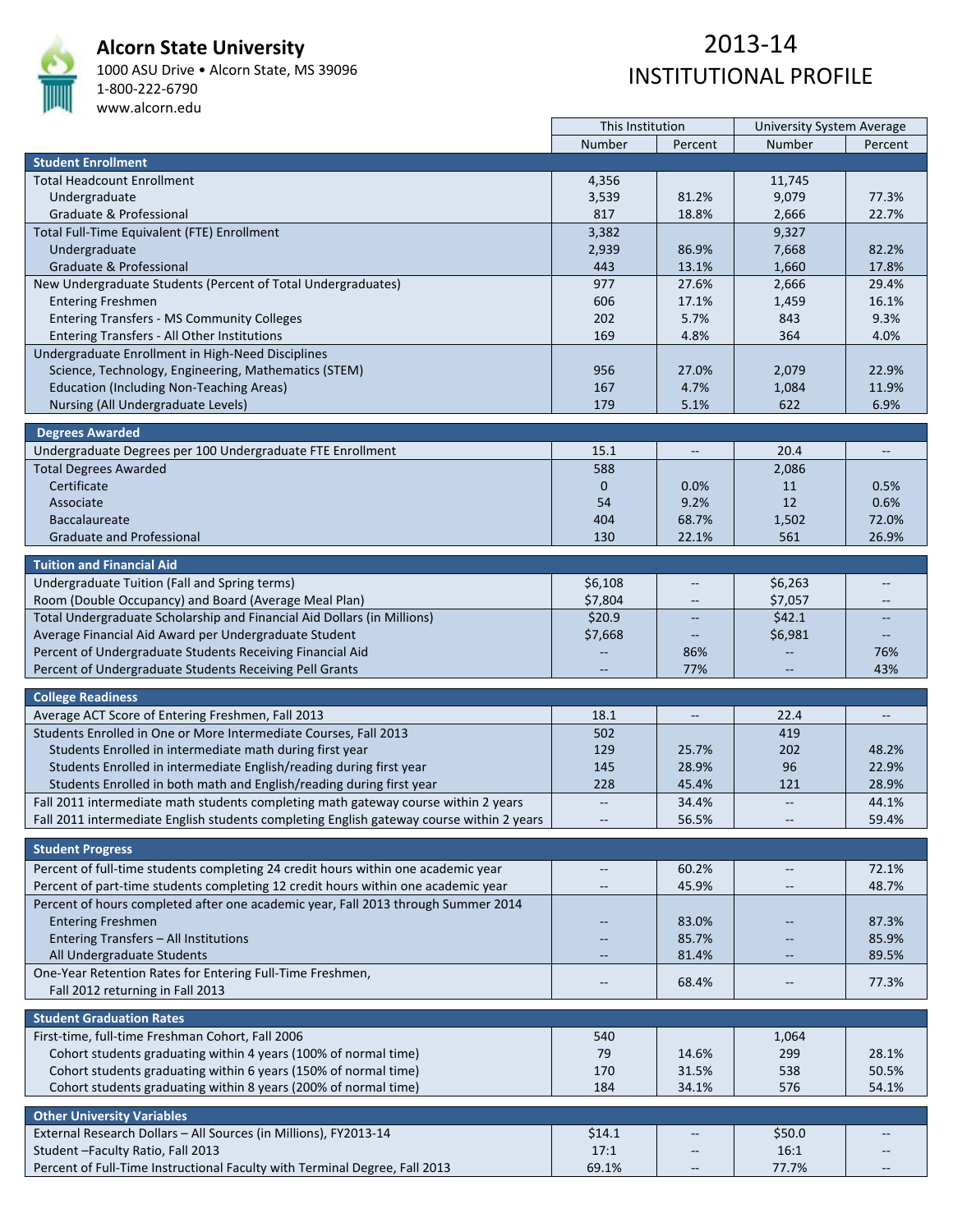# Alcorn State University

1000 ASU Drive • Alcorn State, MS 39096
1-800-222-6790
www.alcorn.edu

# 2013-14
# INSTITUTIONAL PROFILE

| | This Institution | | University System Average | |
|---|---|---|---|---|
| | Number | Percent | Number | Percent |
| **Student Enrollment** | | | | |
| Total Headcount Enrollment | 4,356 | | 11,745 | |
| Undergraduate | 3,539 | 81.2% | 9,079 | 77.3% |
| Graduate & Professional | 817 | 18.8% | 2,666 | 22.7% |
| Total Full-Time Equivalent (FTE) Enrollment | 3,382 | | 9,327 | |
| Undergraduate | 2,939 | 86.9% | 7,668 | 82.2% |
| Graduate & Professional | 443 | 13.1% | 1,660 | 17.8% |
| New Undergraduate Students (Percent of Total Undergraduates) | 977 | 27.6% | 2,666 | 29.4% |
| Entering Freshmen | 606 | 17.1% | 1,459 | 16.1% |
| Entering Transfers - MS Community Colleges | 202 | 5.7% | 843 | 9.3% |
| Entering Transfers - All Other Institutions | 169 | 4.8% | 364 | 4.0% |
| Undergraduate Enrollment in High-Need Disciplines | | | | |
| Science, Technology, Engineering, Mathematics (STEM) | 956 | 27.0% | 2,079 | 22.9% |
| Education (Including Non-Teaching Areas) | 167 | 4.7% | 1,084 | 11.9% |
| Nursing (All Undergraduate Levels) | 179 | 5.1% | 622 | 6.9% |
| **Degrees Awarded** | | | | |
| Undergraduate Degrees per 100 Undergraduate FTE Enrollment | 15.1 | -- | 20.4 | -- |
| Total Degrees Awarded | 588 | | 2,086 | |
| Certificate | 0 | 0.0% | 11 | 0.5% |
| Associate | 54 | 9.2% | 12 | 0.6% |
| Baccalaureate | 404 | 68.7% | 1,502 | 72.0% |
| Graduate and Professional | 130 | 22.1% | 561 | 26.9% |
| **Tuition and Financial Aid** | | | | |
| Undergraduate Tuition (Fall and Spring terms) | $6,108 | -- | $6,263 | -- |
| Room (Double Occupancy) and Board (Average Meal Plan) | $7,804 | -- | $7,057 | -- |
| Total Undergraduate Scholarship and Financial Aid Dollars (in Millions) | $20.9 | -- | $42.1 | -- |
| Average Financial Aid Award per Undergraduate Student | $7,668 | -- | $6,981 | -- |
| Percent of Undergraduate Students Receiving Financial Aid | -- | 86% | -- | 76% |
| Percent of Undergraduate Students Receiving Pell Grants | -- | 77% | -- | 43% |
| **College Readiness** | | | | |
| Average ACT Score of Entering Freshmen, Fall 2013 | 18.1 | -- | 22.4 | -- |
| Students Enrolled in One or More Intermediate Courses, Fall 2013 | 502 | | 419 | |
| Students Enrolled in intermediate math during first year | 129 | 25.7% | 202 | 48.2% |
| Students Enrolled in intermediate English/reading during first year | 145 | 28.9% | 96 | 22.9% |
| Students Enrolled in both math and English/reading during first year | 228 | 45.4% | 121 | 28.9% |
| Fall 2011 intermediate math students completing math gateway course within 2 years | -- | 34.4% | -- | 44.1% |
| Fall 2011 intermediate English students completing English gateway course within 2 years | -- | 56.5% | -- | 59.4% |
| **Student Progress** | | | | |
| Percent of full-time students completing 24 credit hours within one academic year | -- | 60.2% | -- | 72.1% |
| Percent of part-time students completing 12 credit hours within one academic year | -- | 45.9% | -- | 48.7% |
| Percent of hours completed after one academic year, Fall 2013 through Summer 2014 | | | | |
| Entering Freshmen | -- | 83.0% | -- | 87.3% |
| Entering Transfers – All Institutions | -- | 85.7% | -- | 85.9% |
| All Undergraduate Students | -- | 81.4% | -- | 89.5% |
| One-Year Retention Rates for Entering Full-Time Freshmen, Fall 2012 returning in Fall 2013 | -- | 68.4% | -- | 77.3% |
| **Student Graduation Rates** | | | | |
| First-time, full-time Freshman Cohort, Fall 2006 | 540 | | 1,064 | |
| Cohort students graduating within 4 years (100% of normal time) | 79 | 14.6% | 299 | 28.1% |
| Cohort students graduating within 6 years (150% of normal time) | 170 | 31.5% | 538 | 50.5% |
| Cohort students graduating within 8 years (200% of normal time) | 184 | 34.1% | 576 | 54.1% |
| **Other University Variables** | | | | |
| External Research Dollars – All Sources (in Millions), FY2013-14 | $14.1 | -- | $50.0 | -- |
| Student –Faculty Ratio, Fall 2013 | 17:1 | -- | 16:1 | -- |
| Percent of Full-Time Instructional Faculty with Terminal Degree, Fall 2013 | 69.1% | -- | 77.7% | -- |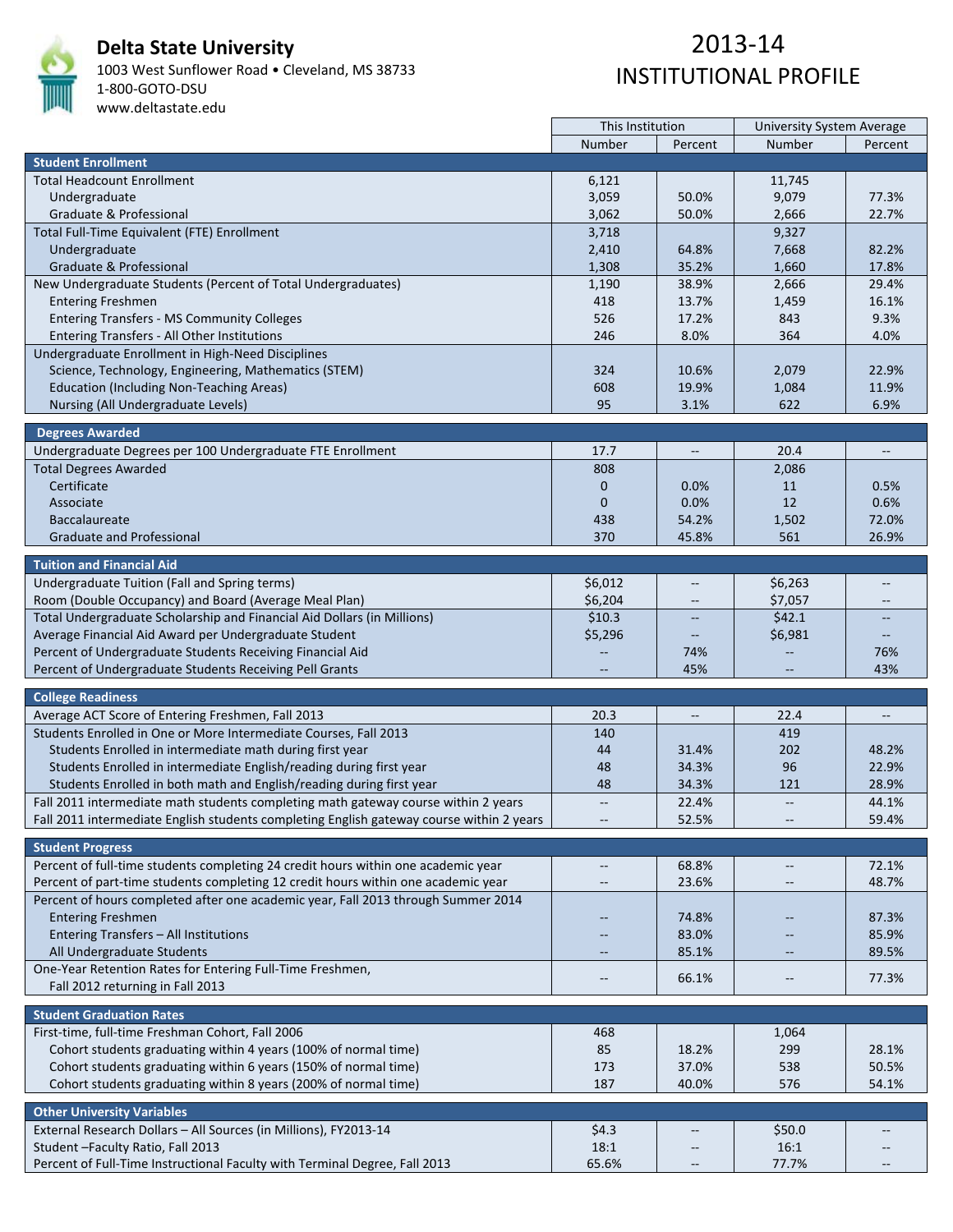# Delta State University

1003 West Sunflower Road • Cleveland, MS 38733
1-800-GOTO-DSU
www.deltastate.edu

## 2013-14 INSTITUTIONAL PROFILE

| | This Institution | | University System Average | |
|---|---|---|---|---|
| | Number | Percent | Number | Percent |
| **Student Enrollment** | | | | |
| Total Headcount Enrollment | 6,121 | | 11,745 | |
| Undergraduate | 3,059 | 50.0% | 9,079 | 77.3% |
| Graduate & Professional | 3,062 | 50.0% | 2,666 | 22.7% |
| Total Full-Time Equivalent (FTE) Enrollment | 3,718 | | 9,327 | |
| Undergraduate | 2,410 | 64.8% | 7,668 | 82.2% |
| Graduate & Professional | 1,308 | 35.2% | 1,660 | 17.8% |
| New Undergraduate Students (Percent of Total Undergraduates) | 1,190 | 38.9% | 2,666 | 29.4% |
| Entering Freshmen | 418 | 13.7% | 1,459 | 16.1% |
| Entering Transfers - MS Community Colleges | 526 | 17.2% | 843 | 9.3% |
| Entering Transfers - All Other Institutions | 246 | 8.0% | 364 | 4.0% |
| Undergraduate Enrollment in High-Need Disciplines | | | | |
| Science, Technology, Engineering, Mathematics (STEM) | 324 | 10.6% | 2,079 | 22.9% |
| Education (Including Non-Teaching Areas) | 608 | 19.9% | 1,084 | 11.9% |
| Nursing (All Undergraduate Levels) | 95 | 3.1% | 622 | 6.9% |
| **Degrees Awarded** | | | | |
| Undergraduate Degrees per 100 Undergraduate FTE Enrollment | 17.7 | -- | 20.4 | -- |
| Total Degrees Awarded | 808 | | 2,086 | |
| Certificate | 0 | 0.0% | 11 | 0.5% |
| Associate | 0 | 0.0% | 12 | 0.6% |
| Baccalaureate | 438 | 54.2% | 1,502 | 72.0% |
| Graduate and Professional | 370 | 45.8% | 561 | 26.9% |
| **Tuition and Financial Aid** | | | | |
| Undergraduate Tuition (Fall and Spring terms) | $6,012 | -- | $6,263 | -- |
| Room (Double Occupancy) and Board (Average Meal Plan) | $6,204 | -- | $7,057 | -- |
| Total Undergraduate Scholarship and Financial Aid Dollars (in Millions) | $10.3 | -- | $42.1 | -- |
| Average Financial Aid Award per Undergraduate Student | $5,296 | -- | $6,981 | -- |
| Percent of Undergraduate Students Receiving Financial Aid | -- | 74% | -- | 76% |
| Percent of Undergraduate Students Receiving Pell Grants | -- | 45% | -- | 43% |
| **College Readiness** | | | | |
| Average ACT Score of Entering Freshmen, Fall 2013 | 20.3 | -- | 22.4 | -- |
| Students Enrolled in One or More Intermediate Courses, Fall 2013 | 140 | | 419 | |
| Students Enrolled in intermediate math during first year | 44 | 31.4% | 202 | 48.2% |
| Students Enrolled in intermediate English/reading during first year | 48 | 34.3% | 96 | 22.9% |
| Students Enrolled in both math and English/reading during first year | 48 | 34.3% | 121 | 28.9% |
| Fall 2011 intermediate math students completing math gateway course within 2 years | -- | 22.4% | -- | 44.1% |
| Fall 2011 intermediate English students completing English gateway course within 2 years | -- | 52.5% | -- | 59.4% |
| **Student Progress** | | | | |
| Percent of full-time students completing 24 credit hours within one academic year | -- | 68.8% | -- | 72.1% |
| Percent of part-time students completing 12 credit hours within one academic year | -- | 23.6% | -- | 48.7% |
| Percent of hours completed after one academic year, Fall 2013 through Summer 2014 | | | | |
| Entering Freshmen | -- | 74.8% | -- | 87.3% |
| Entering Transfers – All Institutions | -- | 83.0% | -- | 85.9% |
| All Undergraduate Students | -- | 85.1% | -- | 89.5% |
| One-Year Retention Rates for Entering Full-Time Freshmen, Fall 2012 returning in Fall 2013 | -- | 66.1% | -- | 77.3% |
| **Student Graduation Rates** | | | | |
| First-time, full-time Freshman Cohort, Fall 2006 | 468 | | 1,064 | |
| Cohort students graduating within 4 years (100% of normal time) | 85 | 18.2% | 299 | 28.1% |
| Cohort students graduating within 6 years (150% of normal time) | 173 | 37.0% | 538 | 50.5% |
| Cohort students graduating within 8 years (200% of normal time) | 187 | 40.0% | 576 | 54.1% |
| **Other University Variables** | | | | |
| External Research Dollars – All Sources (in Millions), FY2013-14 | $4.3 | -- | $50.0 | -- |
| Student –Faculty Ratio, Fall 2013 | 18:1 | -- | 16:1 | -- |
| Percent of Full-Time Instructional Faculty with Terminal Degree, Fall 2013 | 65.6% | -- | 77.7% | -- |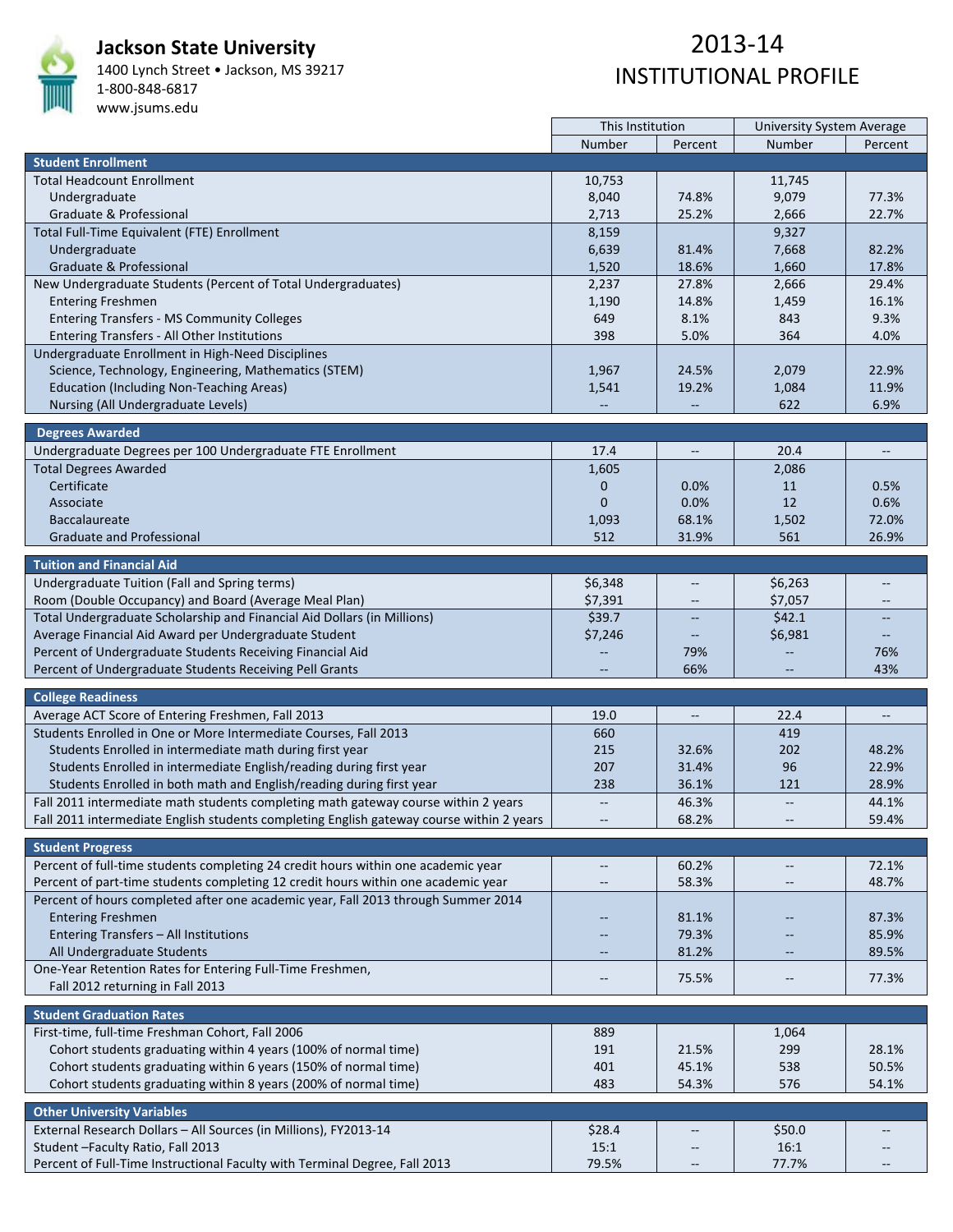# Jackson State University

1400 Lynch Street • Jackson, MS 39217
1-800-848-6817
www.jsums.edu

# 2013-14 INSTITUTIONAL PROFILE

| | This Institution | | University System Average | |
|---|---|---|---|---|
| | Number | Percent | Number | Percent |
| **Student Enrollment** | | | | |
| Total Headcount Enrollment | 10,753 | | 11,745 | |
| Undergraduate | 8,040 | 74.8% | 9,079 | 77.3% |
| Graduate & Professional | 2,713 | 25.2% | 2,666 | 22.7% |
| Total Full-Time Equivalent (FTE) Enrollment | 8,159 | | 9,327 | |
| Undergraduate | 6,639 | 81.4% | 7,668 | 82.2% |
| Graduate & Professional | 1,520 | 18.6% | 1,660 | 17.8% |
| New Undergraduate Students (Percent of Total Undergraduates) | 2,237 | 27.8% | 2,666 | 29.4% |
| Entering Freshmen | 1,190 | 14.8% | 1,459 | 16.1% |
| Entering Transfers - MS Community Colleges | 649 | 8.1% | 843 | 9.3% |
| Entering Transfers - All Other Institutions | 398 | 5.0% | 364 | 4.0% |
| Undergraduate Enrollment in High-Need Disciplines | | | | |
| Science, Technology, Engineering, Mathematics (STEM) | 1,967 | 24.5% | 2,079 | 22.9% |
| Education (Including Non-Teaching Areas) | 1,541 | 19.2% | 1,084 | 11.9% |
| Nursing (All Undergraduate Levels) | -- | -- | 622 | 6.9% |
| **Degrees Awarded** | | | | |
| Undergraduate Degrees per 100 Undergraduate FTE Enrollment | 17.4 | -- | 20.4 | -- |
| Total Degrees Awarded | 1,605 | | 2,086 | |
| Certificate | 0 | 0.0% | 11 | 0.5% |
| Associate | 0 | 0.0% | 12 | 0.6% |
| Baccalaureate | 1,093 | 68.1% | 1,502 | 72.0% |
| Graduate and Professional | 512 | 31.9% | 561 | 26.9% |
| **Tuition and Financial Aid** | | | | |
| Undergraduate Tuition (Fall and Spring terms) | $6,348 | -- | $6,263 | -- |
| Room (Double Occupancy) and Board (Average Meal Plan) | $7,391 | -- | $7,057 | -- |
| Total Undergraduate Scholarship and Financial Aid Dollars (in Millions) | $39.7 | -- | $42.1 | -- |
| Average Financial Aid Award per Undergraduate Student | $7,246 | -- | $6,981 | -- |
| Percent of Undergraduate Students Receiving Financial Aid | -- | 79% | -- | 76% |
| Percent of Undergraduate Students Receiving Pell Grants | -- | 66% | -- | 43% |
| **College Readiness** | | | | |
| Average ACT Score of Entering Freshmen, Fall 2013 | 19.0 | -- | 22.4 | -- |
| Students Enrolled in One or More Intermediate Courses, Fall 2013 | 660 | | 419 | |
| Students Enrolled in intermediate math during first year | 215 | 32.6% | 202 | 48.2% |
| Students Enrolled in intermediate English/reading during first year | 207 | 31.4% | 96 | 22.9% |
| Students Enrolled in both math and English/reading during first year | 238 | 36.1% | 121 | 28.9% |
| Fall 2011 intermediate math students completing math gateway course within 2 years | -- | 46.3% | -- | 44.1% |
| Fall 2011 intermediate English students completing English gateway course within 2 years | -- | 68.2% | -- | 59.4% |
| **Student Progress** | | | | |
| Percent of full-time students completing 24 credit hours within one academic year | -- | 60.2% | -- | 72.1% |
| Percent of part-time students completing 12 credit hours within one academic year | -- | 58.3% | -- | 48.7% |
| Percent of hours completed after one academic year, Fall 2013 through Summer 2014 | | | | |
| Entering Freshmen | -- | 81.1% | -- | 87.3% |
| Entering Transfers – All Institutions | -- | 79.3% | -- | 85.9% |
| All Undergraduate Students | -- | 81.2% | -- | 89.5% |
| One-Year Retention Rates for Entering Full-Time Freshmen, Fall 2012 returning in Fall 2013 | -- | 75.5% | -- | 77.3% |
| **Student Graduation Rates** | | | | |
| First-time, full-time Freshman Cohort, Fall 2006 | 889 | | 1,064 | |
| Cohort students graduating within 4 years (100% of normal time) | 191 | 21.5% | 299 | 28.1% |
| Cohort students graduating within 6 years (150% of normal time) | 401 | 45.1% | 538 | 50.5% |
| Cohort students graduating within 8 years (200% of normal time) | 483 | 54.3% | 576 | 54.1% |
| **Other University Variables** | | | | |
| External Research Dollars – All Sources (in Millions), FY2013-14 | $28.4 | -- | $50.0 | -- |
| Student –Faculty Ratio, Fall 2013 | 15:1 | -- | 16:1 | -- |
| Percent of Full-Time Instructional Faculty with Terminal Degree, Fall 2013 | 79.5% | -- | 77.7% | -- |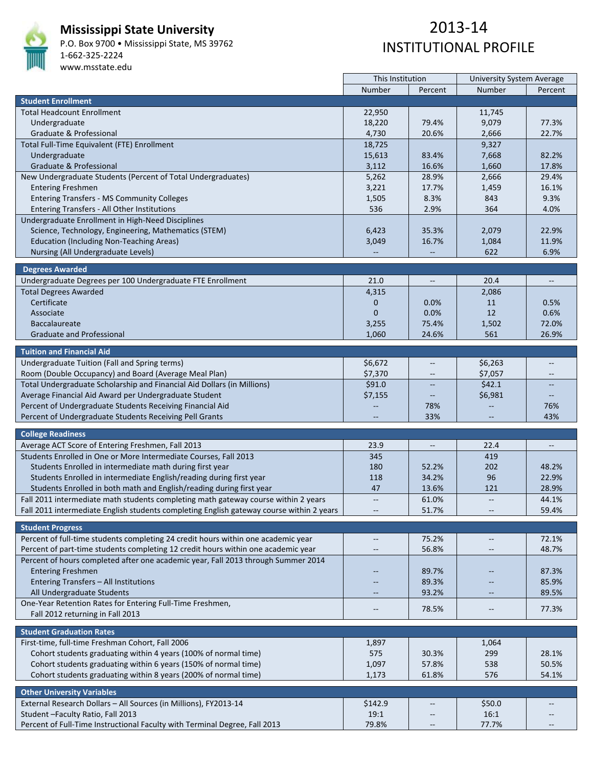# Mississippi State University

P.O. Box 9700 • Mississippi State, MS 39762
1-662-325-2224
www.msstate.edu

# 2013-14 INSTITUTIONAL PROFILE

| | This Institution | | University System Average | |
|---|---|---|---|---|
| | Number | Percent | Number | Percent |
| **Student Enrollment** | | | | |
| Total Headcount Enrollment | 22,950 | | 11,745 | |
| Undergraduate | 18,220 | 79.4% | 9,079 | 77.3% |
| Graduate & Professional | 4,730 | 20.6% | 2,666 | 22.7% |
| Total Full-Time Equivalent (FTE) Enrollment | 18,725 | | 9,327 | |
| Undergraduate | 15,613 | 83.4% | 7,668 | 82.2% |
| Graduate & Professional | 3,112 | 16.6% | 1,660 | 17.8% |
| New Undergraduate Students (Percent of Total Undergraduates) | 5,262 | 28.9% | 2,666 | 29.4% |
| Entering Freshmen | 3,221 | 17.7% | 1,459 | 16.1% |
| Entering Transfers - MS Community Colleges | 1,505 | 8.3% | 843 | 9.3% |
| Entering Transfers - All Other Institutions | 536 | 2.9% | 364 | 4.0% |
| Undergraduate Enrollment in High-Need Disciplines | | | | |
| Science, Technology, Engineering, Mathematics (STEM) | 6,423 | 35.3% | 2,079 | 22.9% |
| Education (Including Non-Teaching Areas) | 3,049 | 16.7% | 1,084 | 11.9% |
| Nursing (All Undergraduate Levels) | -- | -- | 622 | 6.9% |
| **Degrees Awarded** | | | | |
| Undergraduate Degrees per 100 Undergraduate FTE Enrollment | 21.0 | -- | 20.4 | -- |
| Total Degrees Awarded | 4,315 | | 2,086 | |
| Certificate | 0 | 0.0% | 11 | 0.5% |
| Associate | 0 | 0.0% | 12 | 0.6% |
| Baccalaureate | 3,255 | 75.4% | 1,502 | 72.0% |
| Graduate and Professional | 1,060 | 24.6% | 561 | 26.9% |
| **Tuition and Financial Aid** | | | | |
| Undergraduate Tuition (Fall and Spring terms) | $6,672 | -- | $6,263 | -- |
| Room (Double Occupancy) and Board (Average Meal Plan) | $7,370 | -- | $7,057 | -- |
| Total Undergraduate Scholarship and Financial Aid Dollars (in Millions) | $91.0 | -- | $42.1 | -- |
| Average Financial Aid Award per Undergraduate Student | $7,155 | -- | $6,981 | -- |
| Percent of Undergraduate Students Receiving Financial Aid | -- | 78% | -- | 76% |
| Percent of Undergraduate Students Receiving Pell Grants | -- | 33% | -- | 43% |
| **College Readiness** | | | | |
| Average ACT Score of Entering Freshmen, Fall 2013 | 23.9 | -- | 22.4 | -- |
| Students Enrolled in One or More Intermediate Courses, Fall 2013 | 345 | | 419 | |
| Students Enrolled in intermediate math during first year | 180 | 52.2% | 202 | 48.2% |
| Students Enrolled in intermediate English/reading during first year | 118 | 34.2% | 96 | 22.9% |
| Students Enrolled in both math and English/reading during first year | 47 | 13.6% | 121 | 28.9% |
| Fall 2011 intermediate math students completing math gateway course within 2 years | -- | 61.0% | -- | 44.1% |
| Fall 2011 intermediate English students completing English gateway course within 2 years | -- | 51.7% | -- | 59.4% |
| **Student Progress** | | | | |
| Percent of full-time students completing 24 credit hours within one academic year | -- | 75.2% | -- | 72.1% |
| Percent of part-time students completing 12 credit hours within one academic year | -- | 56.8% | -- | 48.7% |
| Percent of hours completed after one academic year, Fall 2013 through Summer 2014 | | | | |
| Entering Freshmen | -- | 89.7% | -- | 87.3% |
| Entering Transfers – All Institutions | -- | 89.3% | -- | 85.9% |
| All Undergraduate Students | -- | 93.2% | -- | 89.5% |
| One-Year Retention Rates for Entering Full-Time Freshmen, Fall 2012 returning in Fall 2013 | -- | 78.5% | -- | 77.3% |
| **Student Graduation Rates** | | | | |
| First-time, full-time Freshman Cohort, Fall 2006 | 1,897 | | 1,064 | |
| Cohort students graduating within 4 years (100% of normal time) | 575 | 30.3% | 299 | 28.1% |
| Cohort students graduating within 6 years (150% of normal time) | 1,097 | 57.8% | 538 | 50.5% |
| Cohort students graduating within 8 years (200% of normal time) | 1,173 | 61.8% | 576 | 54.1% |
| **Other University Variables** | | | | |
| External Research Dollars – All Sources (in Millions), FY2013-14 | $142.9 | -- | $50.0 | -- |
| Student –Faculty Ratio, Fall 2013 | 19:1 | -- | 16:1 | -- |
| Percent of Full-Time Instructional Faculty with Terminal Degree, Fall 2013 | 79.8% | -- | 77.7% | -- |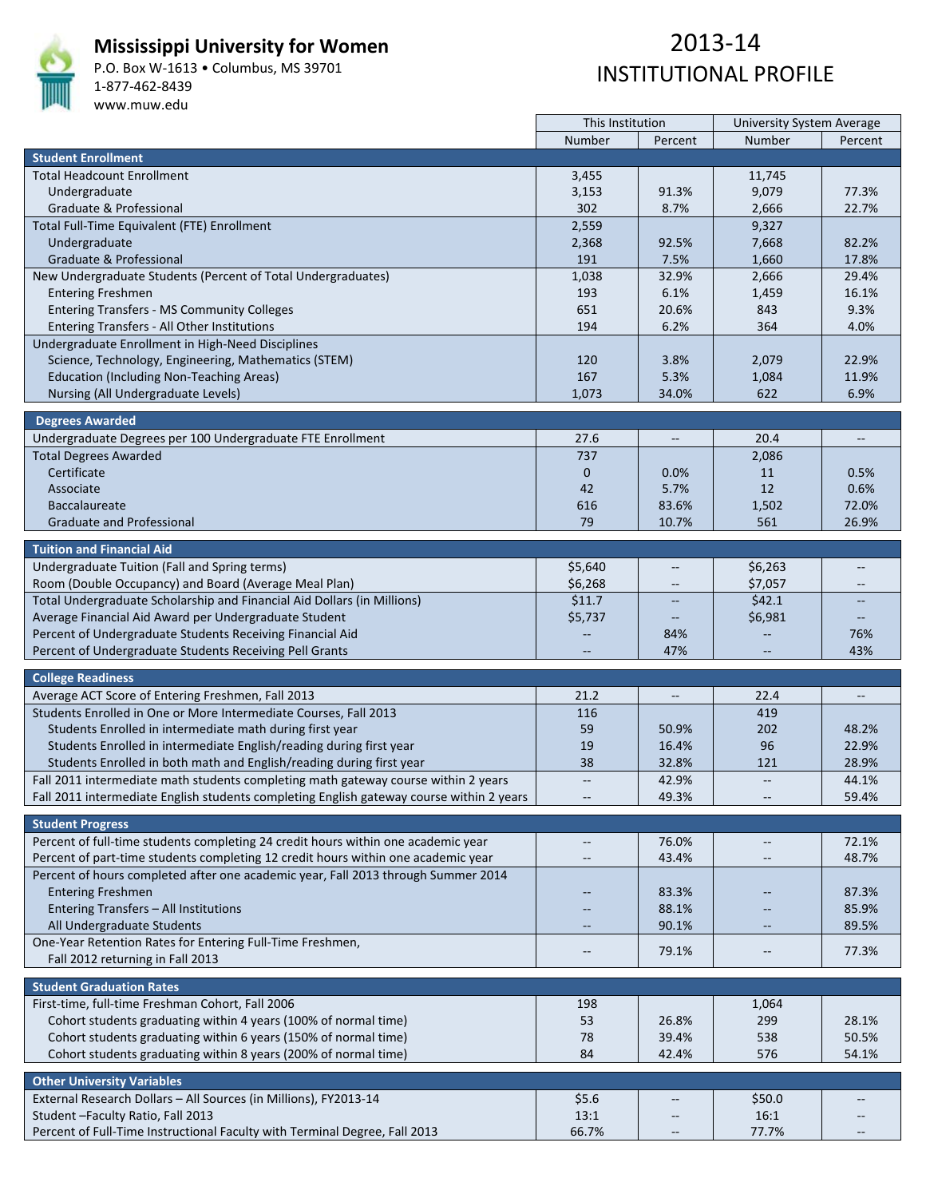# Mississippi University for Women

P.O. Box W-1613 • Columbus, MS 39701
1-877-462-8439
www.muw.edu

## 2013-14 INSTITUTIONAL PROFILE

| | This Institution | | University System Average | |
|---|---|---|---|---|
| | Number | Percent | Number | Percent |
| **Student Enrollment** | | | | |
| Total Headcount Enrollment | 3,455 | | 11,745 | |
| Undergraduate | 3,153 | 91.3% | 9,079 | 77.3% |
| Graduate & Professional | 302 | 8.7% | 2,666 | 22.7% |
| Total Full-Time Equivalent (FTE) Enrollment | 2,559 | | 9,327 | |
| Undergraduate | 2,368 | 92.5% | 7,668 | 82.2% |
| Graduate & Professional | 191 | 7.5% | 1,660 | 17.8% |
| New Undergraduate Students (Percent of Total Undergraduates) | 1,038 | 32.9% | 2,666 | 29.4% |
| Entering Freshmen | 193 | 6.1% | 1,459 | 16.1% |
| Entering Transfers - MS Community Colleges | 651 | 20.6% | 843 | 9.3% |
| Entering Transfers - All Other Institutions | 194 | 6.2% | 364 | 4.0% |
| Undergraduate Enrollment in High-Need Disciplines | | | | |
| Science, Technology, Engineering, Mathematics (STEM) | 120 | 3.8% | 2,079 | 22.9% |
| Education (Including Non-Teaching Areas) | 167 | 5.3% | 1,084 | 11.9% |
| Nursing (All Undergraduate Levels) | 1,073 | 34.0% | 622 | 6.9% |
| **Degrees Awarded** | | | | |
| Undergraduate Degrees per 100 Undergraduate FTE Enrollment | 27.6 | -- | 20.4 | -- |
| Total Degrees Awarded | 737 | | 2,086 | |
| Certificate | 0 | 0.0% | 11 | 0.5% |
| Associate | 42 | 5.7% | 12 | 0.6% |
| Baccalaureate | 616 | 83.6% | 1,502 | 72.0% |
| Graduate and Professional | 79 | 10.7% | 561 | 26.9% |
| **Tuition and Financial Aid** | | | | |
| Undergraduate Tuition (Fall and Spring terms) | $5,640 | -- | $6,263 | -- |
| Room (Double Occupancy) and Board (Average Meal Plan) | $6,268 | -- | $7,057 | -- |
| Total Undergraduate Scholarship and Financial Aid Dollars (in Millions) | $11.7 | -- | $42.1 | -- |
| Average Financial Aid Award per Undergraduate Student | $5,737 | -- | $6,981 | -- |
| Percent of Undergraduate Students Receiving Financial Aid | -- | 84% | -- | 76% |
| Percent of Undergraduate Students Receiving Pell Grants | -- | 47% | -- | 43% |
| **College Readiness** | | | | |
| Average ACT Score of Entering Freshmen, Fall 2013 | 21.2 | -- | 22.4 | -- |
| Students Enrolled in One or More Intermediate Courses, Fall 2013 | 116 | | 419 | |
| Students Enrolled in intermediate math during first year | 59 | 50.9% | 202 | 48.2% |
| Students Enrolled in intermediate English/reading during first year | 19 | 16.4% | 96 | 22.9% |
| Students Enrolled in both math and English/reading during first year | 38 | 32.8% | 121 | 28.9% |
| Fall 2011 intermediate math students completing math gateway course within 2 years | -- | 42.9% | -- | 44.1% |
| Fall 2011 intermediate English students completing English gateway course within 2 years | -- | 49.3% | -- | 59.4% |
| **Student Progress** | | | | |
| Percent of full-time students completing 24 credit hours within one academic year | -- | 76.0% | -- | 72.1% |
| Percent of part-time students completing 12 credit hours within one academic year | -- | 43.4% | -- | 48.7% |
| Percent of hours completed after one academic year, Fall 2013 through Summer 2014 | | | | |
| Entering Freshmen | -- | 83.3% | -- | 87.3% |
| Entering Transfers – All Institutions | -- | 88.1% | -- | 85.9% |
| All Undergraduate Students | -- | 90.1% | -- | 89.5% |
| One-Year Retention Rates for Entering Full-Time Freshmen, Fall 2012 returning in Fall 2013 | -- | 79.1% | -- | 77.3% |
| **Student Graduation Rates** | | | | |
| First-time, full-time Freshman Cohort, Fall 2006 | 198 | | 1,064 | |
| Cohort students graduating within 4 years (100% of normal time) | 53 | 26.8% | 299 | 28.1% |
| Cohort students graduating within 6 years (150% of normal time) | 78 | 39.4% | 538 | 50.5% |
| Cohort students graduating within 8 years (200% of normal time) | 84 | 42.4% | 576 | 54.1% |
| **Other University Variables** | | | | |
| External Research Dollars – All Sources (in Millions), FY2013-14 | $5.6 | -- | $50.0 | -- |
| Student –Faculty Ratio, Fall 2013 | 13:1 | -- | 16:1 | -- |
| Percent of Full-Time Instructional Faculty with Terminal Degree, Fall 2013 | 66.7% | -- | 77.7% | -- |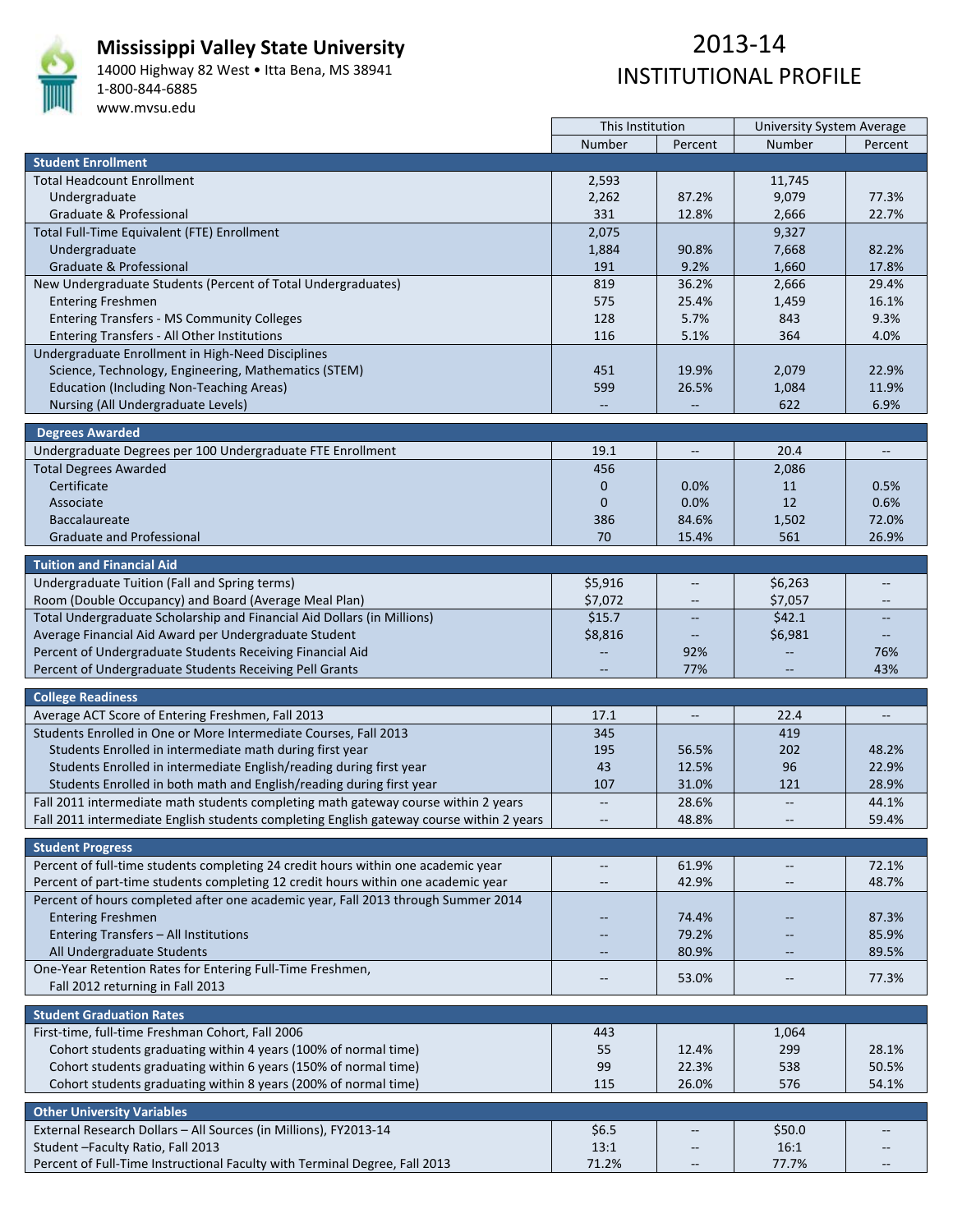# Mississippi Valley State University

14000 Highway 82 West • Itta Bena, MS 38941
1-800-844-6885
www.mvsu.edu

## 2013-14 INSTITUTIONAL PROFILE

| | This Institution | | University System Average | |
|---|---|---|---|---|
| | Number | Percent | Number | Percent |
| **Student Enrollment** | | | | |
| Total Headcount Enrollment | 2,593 | | 11,745 | |
| Undergraduate | 2,262 | 87.2% | 9,079 | 77.3% |
| Graduate & Professional | 331 | 12.8% | 2,666 | 22.7% |
| Total Full-Time Equivalent (FTE) Enrollment | 2,075 | | 9,327 | |
| Undergraduate | 1,884 | 90.8% | 7,668 | 82.2% |
| Graduate & Professional | 191 | 9.2% | 1,660 | 17.8% |
| New Undergraduate Students (Percent of Total Undergraduates) | 819 | 36.2% | 2,666 | 29.4% |
| Entering Freshmen | 575 | 25.4% | 1,459 | 16.1% |
| Entering Transfers - MS Community Colleges | 128 | 5.7% | 843 | 9.3% |
| Entering Transfers - All Other Institutions | 116 | 5.1% | 364 | 4.0% |
| Undergraduate Enrollment in High-Need Disciplines | | | | |
| Science, Technology, Engineering, Mathematics (STEM) | 451 | 19.9% | 2,079 | 22.9% |
| Education (Including Non-Teaching Areas) | 599 | 26.5% | 1,084 | 11.9% |
| Nursing (All Undergraduate Levels) | -- | -- | 622 | 6.9% |
| **Degrees Awarded** | | | | |
| Undergraduate Degrees per 100 Undergraduate FTE Enrollment | 19.1 | -- | 20.4 | -- |
| Total Degrees Awarded | 456 | | 2,086 | |
| Certificate | 0 | 0.0% | 11 | 0.5% |
| Associate | 0 | 0.0% | 12 | 0.6% |
| Baccalaureate | 386 | 84.6% | 1,502 | 72.0% |
| Graduate and Professional | 70 | 15.4% | 561 | 26.9% |
| **Tuition and Financial Aid** | | | | |
| Undergraduate Tuition (Fall and Spring terms) | $5,916 | -- | $6,263 | -- |
| Room (Double Occupancy) and Board (Average Meal Plan) | $7,072 | -- | $7,057 | -- |
| Total Undergraduate Scholarship and Financial Aid Dollars (in Millions) | $15.7 | -- | $42.1 | -- |
| Average Financial Aid Award per Undergraduate Student | $8,816 | -- | $6,981 | -- |
| Percent of Undergraduate Students Receiving Financial Aid | -- | 92% | -- | 76% |
| Percent of Undergraduate Students Receiving Pell Grants | -- | 77% | -- | 43% |
| **College Readiness** | | | | |
| Average ACT Score of Entering Freshmen, Fall 2013 | 17.1 | -- | 22.4 | -- |
| Students Enrolled in One or More Intermediate Courses, Fall 2013 | 345 | | 419 | |
| Students Enrolled in intermediate math during first year | 195 | 56.5% | 202 | 48.2% |
| Students Enrolled in intermediate English/reading during first year | 43 | 12.5% | 96 | 22.9% |
| Students Enrolled in both math and English/reading during first year | 107 | 31.0% | 121 | 28.9% |
| Fall 2011 intermediate math students completing math gateway course within 2 years | -- | 28.6% | -- | 44.1% |
| Fall 2011 intermediate English students completing English gateway course within 2 years | -- | 48.8% | -- | 59.4% |
| **Student Progress** | | | | |
| Percent of full-time students completing 24 credit hours within one academic year | -- | 61.9% | -- | 72.1% |
| Percent of part-time students completing 12 credit hours within one academic year | -- | 42.9% | -- | 48.7% |
| Percent of hours completed after one academic year, Fall 2013 through Summer 2014 | | | | |
| Entering Freshmen | -- | 74.4% | -- | 87.3% |
| Entering Transfers – All Institutions | -- | 79.2% | -- | 85.9% |
| All Undergraduate Students | -- | 80.9% | -- | 89.5% |
| One-Year Retention Rates for Entering Full-Time Freshmen, Fall 2012 returning in Fall 2013 | -- | 53.0% | -- | 77.3% |
| **Student Graduation Rates** | | | | |
| First-time, full-time Freshman Cohort, Fall 2006 | 443 | | 1,064 | |
| Cohort students graduating within 4 years (100% of normal time) | 55 | 12.4% | 299 | 28.1% |
| Cohort students graduating within 6 years (150% of normal time) | 99 | 22.3% | 538 | 50.5% |
| Cohort students graduating within 8 years (200% of normal time) | 115 | 26.0% | 576 | 54.1% |
| **Other University Variables** | | | | |
| External Research Dollars – All Sources (in Millions), FY2013-14 | $6.5 | -- | $50.0 | -- |
| Student –Faculty Ratio, Fall 2013 | 13:1 | -- | 16:1 | -- |
| Percent of Full-Time Instructional Faculty with Terminal Degree, Fall 2013 | 71.2% | -- | 77.7% | -- |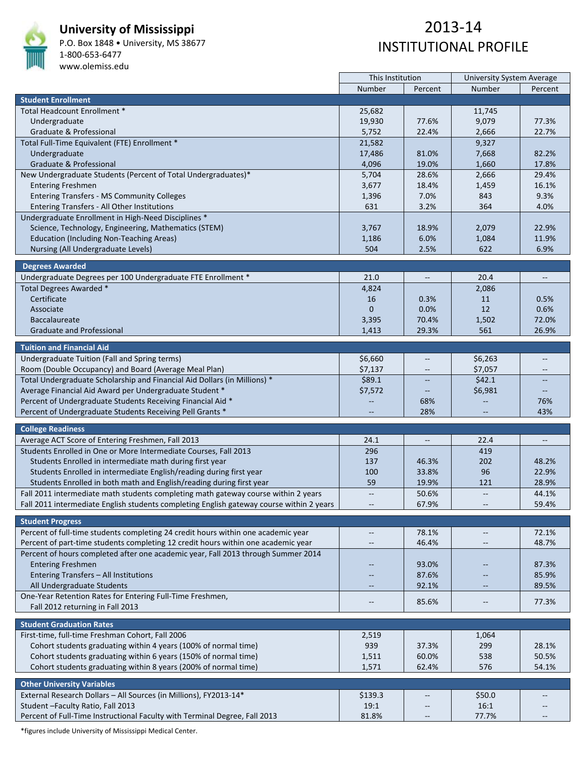# University of Mississippi

P.O. Box 1848 • University, MS 38677
1-800-653-6477
www.olemiss.edu

## 2013-14 INSTITUTIONAL PROFILE

| | This Institution | | University System Average | |
|---|---|---|---|---|
| | Number | Percent | Number | Percent |
| **Student Enrollment** | | | | |
| Total Headcount Enrollment * | 25,682 | | 11,745 | |
| Undergraduate | 19,930 | 77.6% | 9,079 | 77.3% |
| Graduate & Professional | 5,752 | 22.4% | 2,666 | 22.7% |
| Total Full-Time Equivalent (FTE) Enrollment * | 21,582 | | 9,327 | |
| Undergraduate | 17,486 | 81.0% | 7,668 | 82.2% |
| Graduate & Professional | 4,096 | 19.0% | 1,660 | 17.8% |
| New Undergraduate Students (Percent of Total Undergraduates)* | 5,704 | 28.6% | 2,666 | 29.4% |
| Entering Freshmen | 3,677 | 18.4% | 1,459 | 16.1% |
| Entering Transfers - MS Community Colleges | 1,396 | 7.0% | 843 | 9.3% |
| Entering Transfers - All Other Institutions | 631 | 3.2% | 364 | 4.0% |
| Undergraduate Enrollment in High-Need Disciplines * | | | | |
| Science, Technology, Engineering, Mathematics (STEM) | 3,767 | 18.9% | 2,079 | 22.9% |
| Education (Including Non-Teaching Areas) | 1,186 | 6.0% | 1,084 | 11.9% |
| Nursing (All Undergraduate Levels) | 504 | 2.5% | 622 | 6.9% |
| **Degrees Awarded** | | | | |
| Undergraduate Degrees per 100 Undergraduate FTE Enrollment * | 21.0 | -- | 20.4 | -- |
| Total Degrees Awarded * | 4,824 | | 2,086 | |
| Certificate | 16 | 0.3% | 11 | 0.5% |
| Associate | 0 | 0.0% | 12 | 0.6% |
| Baccalaureate | 3,395 | 70.4% | 1,502 | 72.0% |
| Graduate and Professional | 1,413 | 29.3% | 561 | 26.9% |
| **Tuition and Financial Aid** | | | | |
| Undergraduate Tuition (Fall and Spring terms) | $6,660 | -- | $6,263 | -- |
| Room (Double Occupancy) and Board (Average Meal Plan) | $7,137 | -- | $7,057 | -- |
| Total Undergraduate Scholarship and Financial Aid Dollars (in Millions) * | $89.1 | -- | $42.1 | -- |
| Average Financial Aid Award per Undergraduate Student * | $7,572 | -- | $6,981 | -- |
| Percent of Undergraduate Students Receiving Financial Aid * | -- | 68% | -- | 76% |
| Percent of Undergraduate Students Receiving Pell Grants * | -- | 28% | -- | 43% |
| **College Readiness** | | | | |
| Average ACT Score of Entering Freshmen, Fall 2013 | 24.1 | -- | 22.4 | -- |
| Students Enrolled in One or More Intermediate Courses, Fall 2013 | 296 | | 419 | |
| Students Enrolled in intermediate math during first year | 137 | 46.3% | 202 | 48.2% |
| Students Enrolled in intermediate English/reading during first year | 100 | 33.8% | 96 | 22.9% |
| Students Enrolled in both math and English/reading during first year | 59 | 19.9% | 121 | 28.9% |
| Fall 2011 intermediate math students completing math gateway course within 2 years | -- | 50.6% | -- | 44.1% |
| Fall 2011 intermediate English students completing English gateway course within 2 years | -- | 67.9% | -- | 59.4% |
| **Student Progress** | | | | |
| Percent of full-time students completing 24 credit hours within one academic year | -- | 78.1% | -- | 72.1% |
| Percent of part-time students completing 12 credit hours within one academic year | -- | 46.4% | -- | 48.7% |
| Percent of hours completed after one academic year, Fall 2013 through Summer 2014 | | | | |
| Entering Freshmen | -- | 93.0% | -- | 87.3% |
| Entering Transfers – All Institutions | -- | 87.6% | -- | 85.9% |
| All Undergraduate Students | -- | 92.1% | -- | 89.5% |
| One-Year Retention Rates for Entering Full-Time Freshmen, Fall 2012 returning in Fall 2013 | -- | 85.6% | -- | 77.3% |
| **Student Graduation Rates** | | | | |
| First-time, full-time Freshman Cohort, Fall 2006 | 2,519 | | 1,064 | |
| Cohort students graduating within 4 years (100% of normal time) | 939 | 37.3% | 299 | 28.1% |
| Cohort students graduating within 6 years (150% of normal time) | 1,511 | 60.0% | 538 | 50.5% |
| Cohort students graduating within 8 years (200% of normal time) | 1,571 | 62.4% | 576 | 54.1% |
| **Other University Variables** | | | | |
| External Research Dollars – All Sources (in Millions), FY2013-14* | $139.3 | -- | $50.0 | -- |
| Student –Faculty Ratio, Fall 2013 | 19:1 | -- | 16:1 | -- |
| Percent of Full-Time Instructional Faculty with Terminal Degree, Fall 2013 | 81.8% | -- | 77.7% | -- |

*figures include University of Mississippi Medical Center.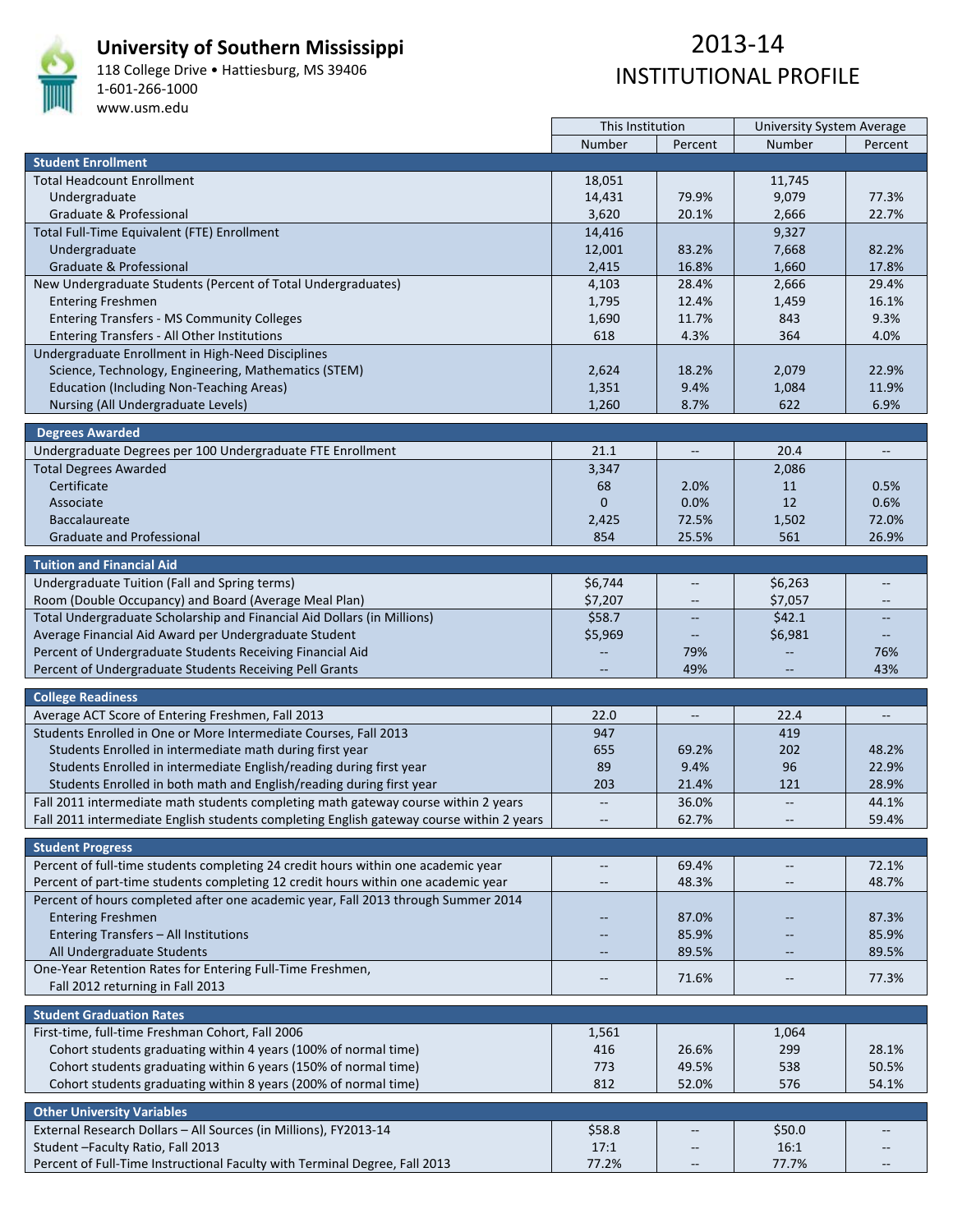# University of Southern Mississippi

118 College Drive • Hattiesburg, MS 39406
1-601-266-1000
www.usm.edu

# 2013-14 INSTITUTIONAL PROFILE

| | This Institution | | University System Average | |
|---|---|---|---|---|
| | Number | Percent | Number | Percent |
| **Student Enrollment** | | | | |
| Total Headcount Enrollment | 18,051 | | 11,745 | |
| Undergraduate | 14,431 | 79.9% | 9,079 | 77.3% |
| Graduate & Professional | 3,620 | 20.1% | 2,666 | 22.7% |
| Total Full-Time Equivalent (FTE) Enrollment | 14,416 | | 9,327 | |
| Undergraduate | 12,001 | 83.2% | 7,668 | 82.2% |
| Graduate & Professional | 2,415 | 16.8% | 1,660 | 17.8% |
| New Undergraduate Students (Percent of Total Undergraduates) | 4,103 | 28.4% | 2,666 | 29.4% |
| Entering Freshmen | 1,795 | 12.4% | 1,459 | 16.1% |
| Entering Transfers - MS Community Colleges | 1,690 | 11.7% | 843 | 9.3% |
| Entering Transfers - All Other Institutions | 618 | 4.3% | 364 | 4.0% |
| Undergraduate Enrollment in High-Need Disciplines | | | | |
| Science, Technology, Engineering, Mathematics (STEM) | 2,624 | 18.2% | 2,079 | 22.9% |
| Education (Including Non-Teaching Areas) | 1,351 | 9.4% | 1,084 | 11.9% |
| Nursing (All Undergraduate Levels) | 1,260 | 8.7% | 622 | 6.9% |
| **Degrees Awarded** | | | | |
| Undergraduate Degrees per 100 Undergraduate FTE Enrollment | 21.1 | -- | 20.4 | -- |
| Total Degrees Awarded | 3,347 | | 2,086 | |
| Certificate | 68 | 2.0% | 11 | 0.5% |
| Associate | 0 | 0.0% | 12 | 0.6% |
| Baccalaureate | 2,425 | 72.5% | 1,502 | 72.0% |
| Graduate and Professional | 854 | 25.5% | 561 | 26.9% |
| **Tuition and Financial Aid** | | | | |
| Undergraduate Tuition (Fall and Spring terms) | $6,744 | -- | $6,263 | -- |
| Room (Double Occupancy) and Board (Average Meal Plan) | $7,207 | -- | $7,057 | -- |
| Total Undergraduate Scholarship and Financial Aid Dollars (in Millions) | $58.7 | -- | $42.1 | -- |
| Average Financial Aid Award per Undergraduate Student | $5,969 | -- | $6,981 | -- |
| Percent of Undergraduate Students Receiving Financial Aid | -- | 79% | -- | 76% |
| Percent of Undergraduate Students Receiving Pell Grants | -- | 49% | -- | 43% |
| **College Readiness** | | | | |
| Average ACT Score of Entering Freshmen, Fall 2013 | 22.0 | -- | 22.4 | -- |
| Students Enrolled in One or More Intermediate Courses, Fall 2013 | 947 | | 419 | |
| Students Enrolled in intermediate math during first year | 655 | 69.2% | 202 | 48.2% |
| Students Enrolled in intermediate English/reading during first year | 89 | 9.4% | 96 | 22.9% |
| Students Enrolled in both math and English/reading during first year | 203 | 21.4% | 121 | 28.9% |
| Fall 2011 intermediate math students completing math gateway course within 2 years | -- | 36.0% | -- | 44.1% |
| Fall 2011 intermediate English students completing English gateway course within 2 years | -- | 62.7% | -- | 59.4% |
| **Student Progress** | | | | |
| Percent of full-time students completing 24 credit hours within one academic year | -- | 69.4% | -- | 72.1% |
| Percent of part-time students completing 12 credit hours within one academic year | -- | 48.3% | -- | 48.7% |
| Percent of hours completed after one academic year, Fall 2013 through Summer 2014 | | | | |
| Entering Freshmen | -- | 87.0% | -- | 87.3% |
| Entering Transfers – All Institutions | -- | 85.9% | -- | 85.9% |
| All Undergraduate Students | -- | 89.5% | -- | 89.5% |
| One-Year Retention Rates for Entering Full-Time Freshmen, Fall 2012 returning in Fall 2013 | -- | 71.6% | -- | 77.3% |
| **Student Graduation Rates** | | | | |
| First-time, full-time Freshman Cohort, Fall 2006 | 1,561 | | 1,064 | |
| Cohort students graduating within 4 years (100% of normal time) | 416 | 26.6% | 299 | 28.1% |
| Cohort students graduating within 6 years (150% of normal time) | 773 | 49.5% | 538 | 50.5% |
| Cohort students graduating within 8 years (200% of normal time) | 812 | 52.0% | 576 | 54.1% |
| **Other University Variables** | | | | |
| External Research Dollars – All Sources (in Millions), FY2013-14 | $58.8 | -- | $50.0 | -- |
| Student –Faculty Ratio, Fall 2013 | 17:1 | -- | 16:1 | -- |
| Percent of Full-Time Instructional Faculty with Terminal Degree, Fall 2013 | 77.2% | -- | 77.7% | -- |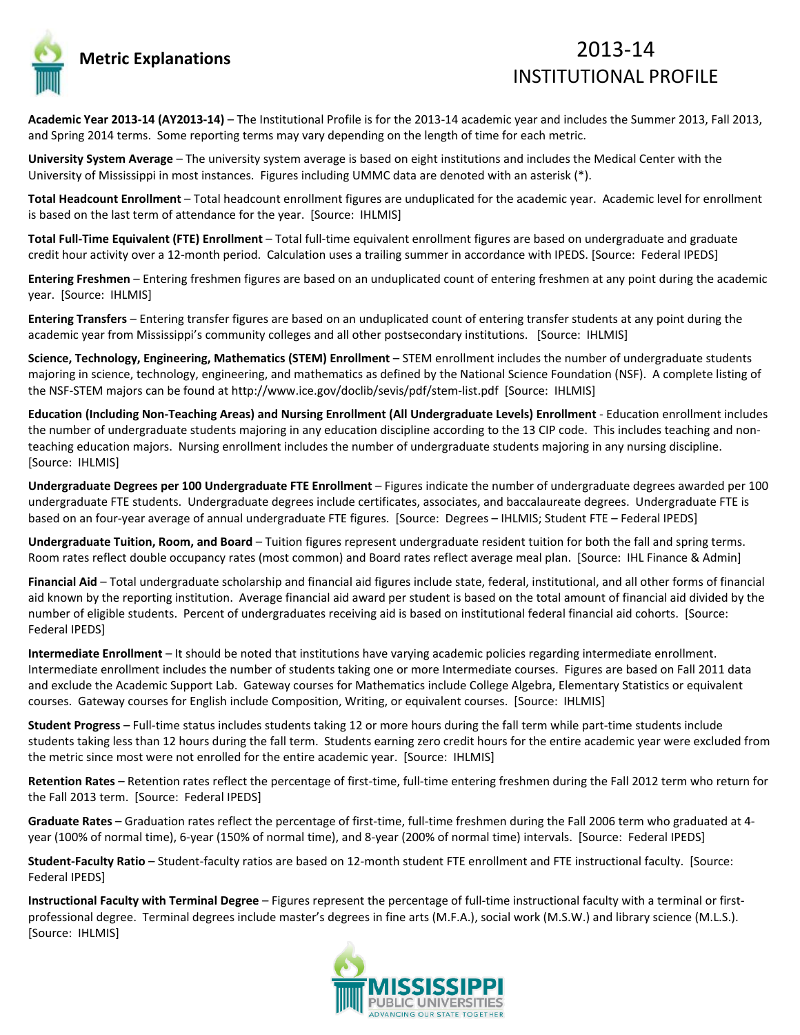# Metric Explanations

## 2013-14 INSTITUTIONAL PROFILE

**Academic Year 2013-14 (AY2013-14)** – The Institutional Profile is for the 2013-14 academic year and includes the Summer 2013, Fall 2013, and Spring 2014 terms. Some reporting terms may vary depending on the length of time for each metric.

**University System Average** – The university system average is based on eight institutions and includes the Medical Center with the University of Mississippi in most instances. Figures including UMMC data are denoted with an asterisk (*).

**Total Headcount Enrollment** – Total headcount enrollment figures are unduplicated for the academic year. Academic level for enrollment is based on the last term of attendance for the year. [Source: IHLMIS]

**Total Full-Time Equivalent (FTE) Enrollment** – Total full-time equivalent enrollment figures are based on undergraduate and graduate credit hour activity over a 12-month period. Calculation uses a trailing summer in accordance with IPEDS. [Source: Federal IPEDS]

**Entering Freshmen** – Entering freshmen figures are based on an unduplicated count of entering freshmen at any point during the academic year. [Source: IHLMIS]

**Entering Transfers** – Entering transfer figures are based on an unduplicated count of entering transfer students at any point during the academic year from Mississippi's community colleges and all other postsecondary institutions. [Source: IHLMIS]

**Science, Technology, Engineering, Mathematics (STEM) Enrollment** – STEM enrollment includes the number of undergraduate students majoring in science, technology, engineering, and mathematics as defined by the National Science Foundation (NSF). A complete listing of the NSF-STEM majors can be found at http://www.ice.gov/doclib/sevis/pdf/stem-list.pdf [Source: IHLMIS]

**Education (Including Non-Teaching Areas) and Nursing Enrollment (All Undergraduate Levels) Enrollment** - Education enrollment includes the number of undergraduate students majoring in any education discipline according to the 13 CIP code. This includes teaching and non-teaching education majors. Nursing enrollment includes the number of undergraduate students majoring in any nursing discipline. [Source: IHLMIS]

**Undergraduate Degrees per 100 Undergraduate FTE Enrollment** – Figures indicate the number of undergraduate degrees awarded per 100 undergraduate FTE students. Undergraduate degrees include certificates, associates, and baccalaureate degrees. Undergraduate FTE is based on an four-year average of annual undergraduate FTE figures. [Source: Degrees – IHLMIS; Student FTE – Federal IPEDS]

**Undergraduate Tuition, Room, and Board** – Tuition figures represent undergraduate resident tuition for both the fall and spring terms. Room rates reflect double occupancy rates (most common) and Board rates reflect average meal plan. [Source: IHL Finance & Admin]

**Financial Aid** – Total undergraduate scholarship and financial aid figures include state, federal, institutional, and all other forms of financial aid known by the reporting institution. Average financial aid award per student is based on the total amount of financial aid divided by the number of eligible students. Percent of undergraduates receiving aid is based on institutional federal financial aid cohorts. [Source: Federal IPEDS]

**Intermediate Enrollment** – It should be noted that institutions have varying academic policies regarding intermediate enrollment. Intermediate enrollment includes the number of students taking one or more Intermediate courses. Figures are based on Fall 2011 data and exclude the Academic Support Lab. Gateway courses for Mathematics include College Algebra, Elementary Statistics or equivalent courses. Gateway courses for English include Composition, Writing, or equivalent courses. [Source: IHLMIS]

**Student Progress** – Full-time status includes students taking 12 or more hours during the fall term while part-time students include students taking less than 12 hours during the fall term. Students earning zero credit hours for the entire academic year were excluded from the metric since most were not enrolled for the entire academic year. [Source: IHLMIS]

**Retention Rates** – Retention rates reflect the percentage of first-time, full-time entering freshmen during the Fall 2012 term who return for the Fall 2013 term. [Source: Federal IPEDS]

**Graduate Rates** – Graduation rates reflect the percentage of first-time, full-time freshmen during the Fall 2006 term who graduated at 4-year (100% of normal time), 6-year (150% of normal time), and 8-year (200% of normal time) intervals. [Source: Federal IPEDS]

**Student-Faculty Ratio** – Student-faculty ratios are based on 12-month student FTE enrollment and FTE instructional faculty. [Source: Federal IPEDS]

**Instructional Faculty with Terminal Degree** – Figures represent the percentage of full-time instructional faculty with a terminal or first-professional degree. Terminal degrees include master's degrees in fine arts (M.F.A.), social work (M.S.W.) and library science (M.L.S.). [Source: IHLMIS]

MISSISSIPPI PUBLIC UNIVERSITIES
ADVANCING OUR STATE TOGETHER